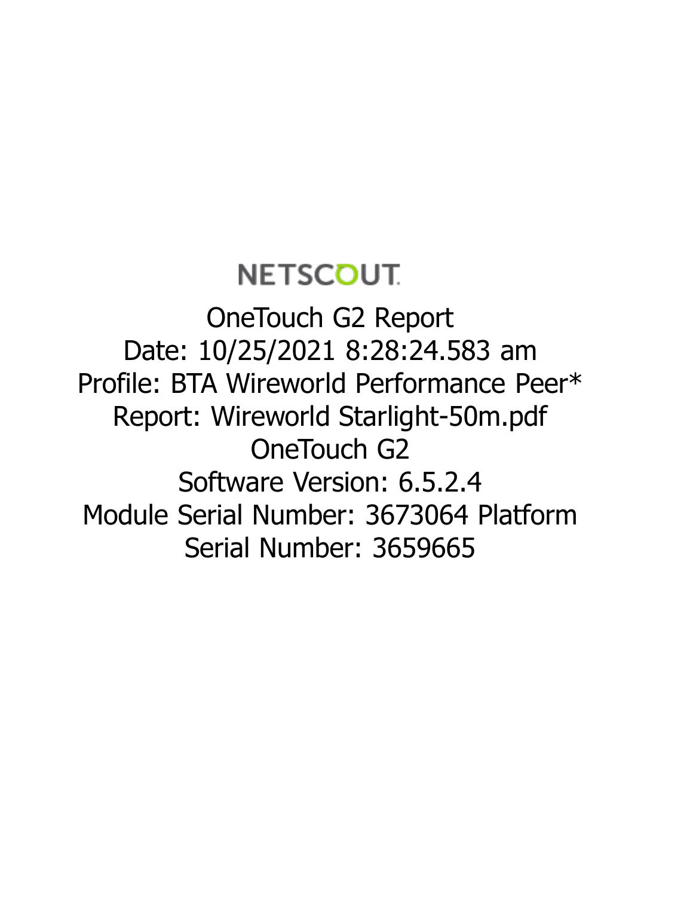NETSCOUT

OneTouch G2 Report
Date: 10/25/2021 8:28:24.583 am
Profile: BTA Wireworld Performance Peer*
Report: Wireworld Starlight-50m.pdf
OneTouch G2
Software Version: 6.5.2.4
Module Serial Number: 3673064 Platform Serial Number: 3659665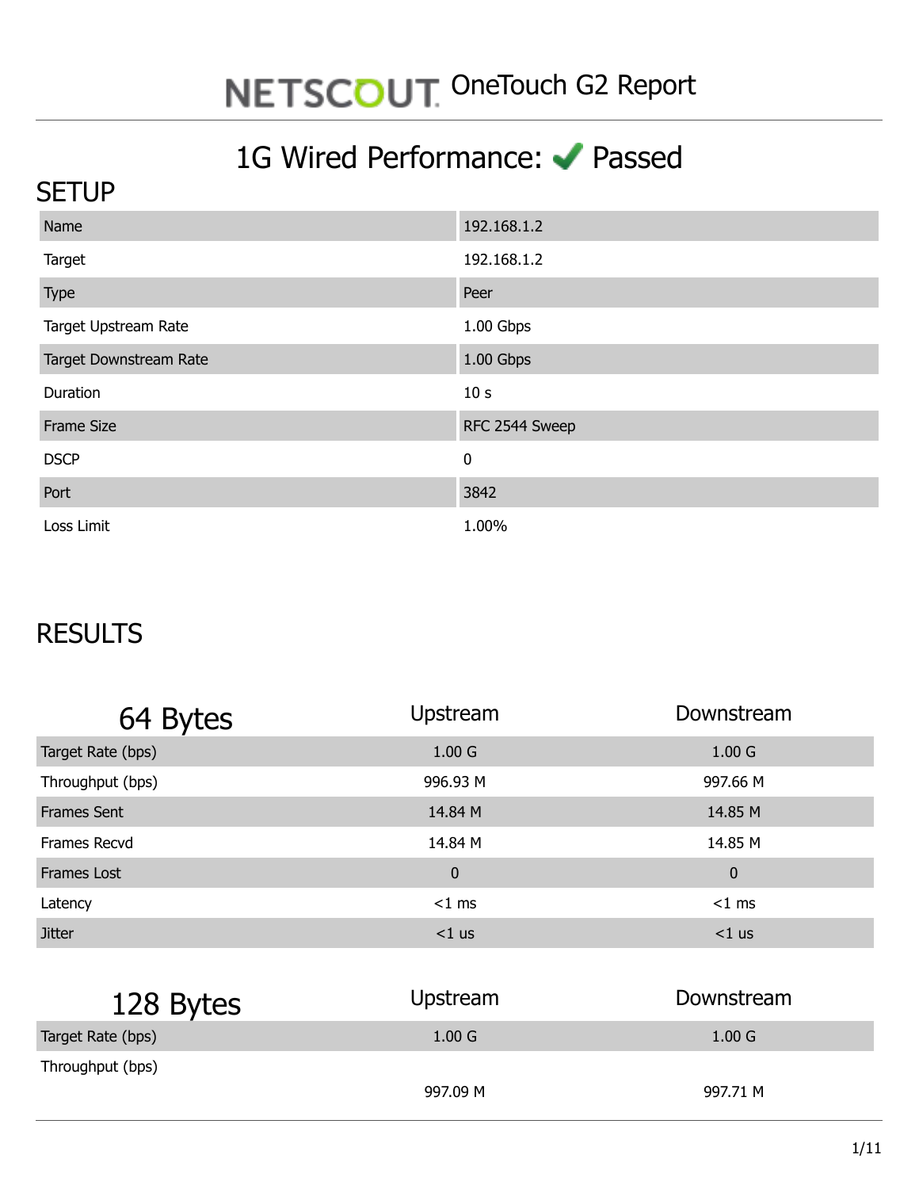# NETSCOUT OneTouch G2 Report

## 1G Wired Performance: ✔ Passed

## SETUP

| | |
|---|---|
| Name | 192.168.1.2 |
| Target | 192.168.1.2 |
| Type | Peer |
| Target Upstream Rate | 1.00 Gbps |
| Target Downstream Rate | 1.00 Gbps |
| Duration | 10 s |
| Frame Size | RFC 2544 Sweep |
| DSCP | 0 |
| Port | 3842 |
| Loss Limit | 1.00% |

## RESULTS

| 64 Bytes | Upstream | Downstream |
|---|---|---|
| Target Rate (bps) | 1.00 G | 1.00 G |
| Throughput (bps) | 996.93 M | 997.66 M |
| Frames Sent | 14.84 M | 14.85 M |
| Frames Recvd | 14.84 M | 14.85 M |
| Frames Lost | 0 | 0 |
| Latency | <1 ms | <1 ms |
| Jitter | <1 us | <1 us |

| 128 Bytes | Upstream | Downstream |
|---|---|---|
| Target Rate (bps) | 1.00 G | 1.00 G |
| Throughput (bps) | 997.09 M | 997.71 M |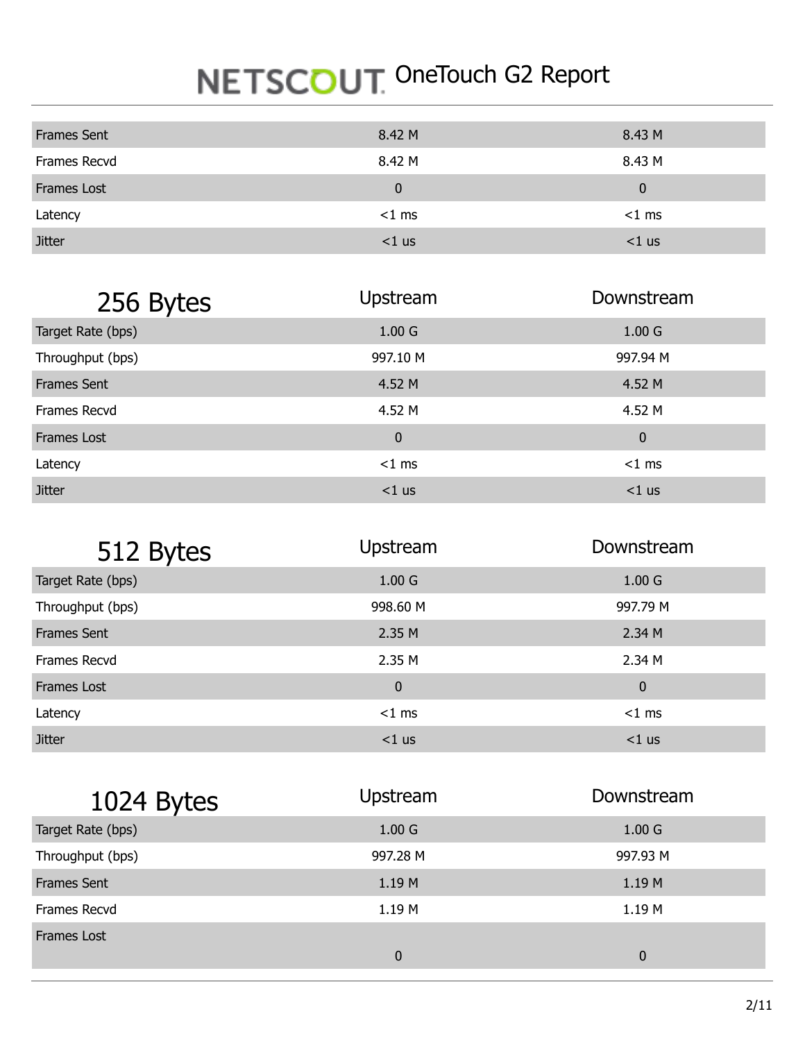| | | |
|---|---|---|
| Frames Sent | 8.42 M | 8.43 M |
| Frames Recvd | 8.42 M | 8.43 M |
| Frames Lost | 0 | 0 |
| Latency | <1 ms | <1 ms |
| Jitter | <1 us | <1 us |

| 256 Bytes | Upstream | Downstream |
|---|---|---|
| Target Rate (bps) | 1.00 G | 1.00 G |
| Throughput (bps) | 997.10 M | 997.94 M |
| Frames Sent | 4.52 M | 4.52 M |
| Frames Recvd | 4.52 M | 4.52 M |
| Frames Lost | 0 | 0 |
| Latency | <1 ms | <1 ms |
| Jitter | <1 us | <1 us |

| 512 Bytes | Upstream | Downstream |
|---|---|---|
| Target Rate (bps) | 1.00 G | 1.00 G |
| Throughput (bps) | 998.60 M | 997.79 M |
| Frames Sent | 2.35 M | 2.34 M |
| Frames Recvd | 2.35 M | 2.34 M |
| Frames Lost | 0 | 0 |
| Latency | <1 ms | <1 ms |
| Jitter | <1 us | <1 us |

| 1024 Bytes | Upstream | Downstream |
|---|---|---|
| Target Rate (bps) | 1.00 G | 1.00 G |
| Throughput (bps) | 997.28 M | 997.93 M |
| Frames Sent | 1.19 M | 1.19 M |
| Frames Recvd | 1.19 M | 1.19 M |
| Frames Lost | 0 | 0 |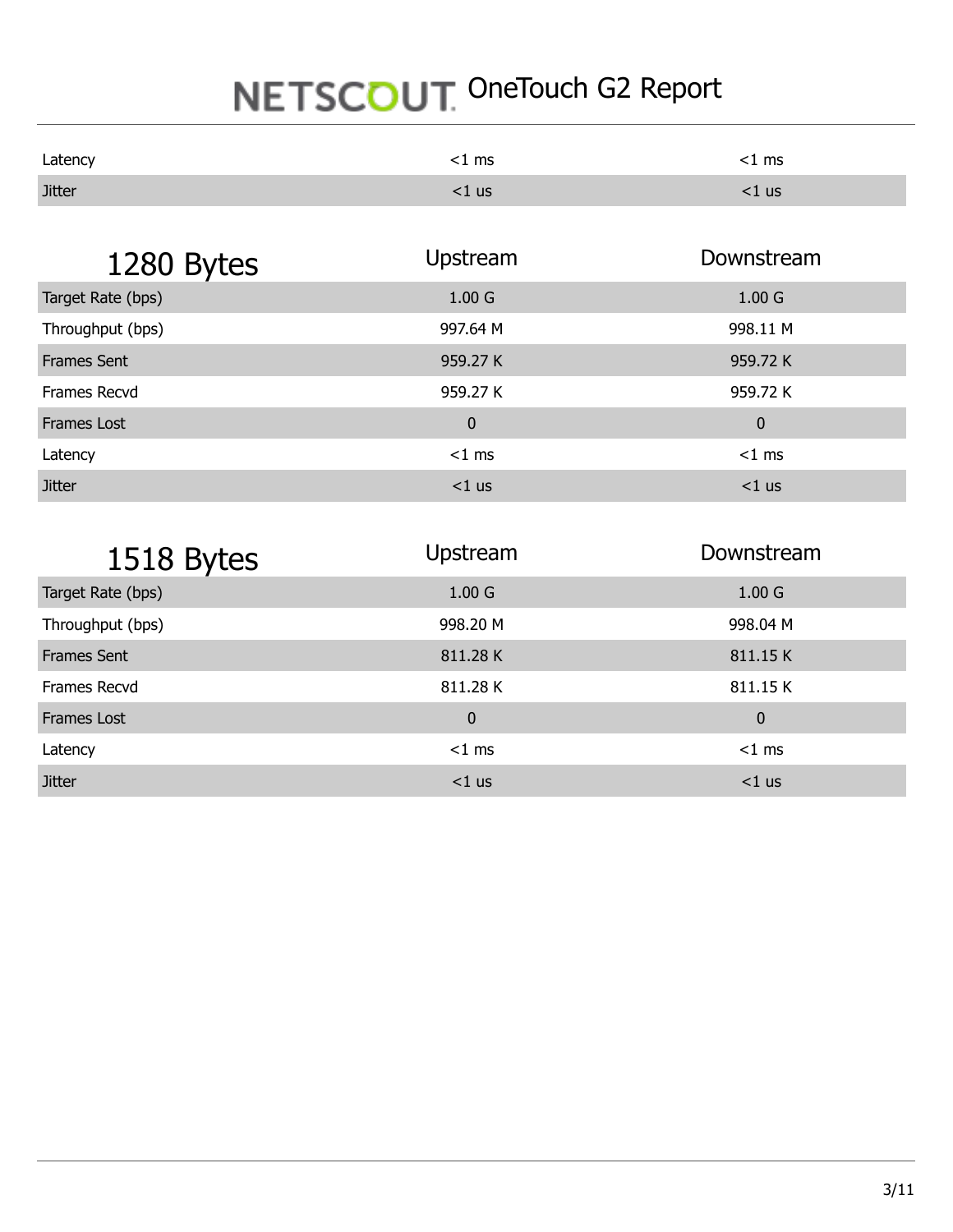| | | |
|---|---|---|
| Latency | <1 ms | <1 ms |
| Jitter | <1 us | <1 us |

| 1280 Bytes | Upstream | Downstream |
|---|---|---|
| Target Rate (bps) | 1.00 G | 1.00 G |
| Throughput (bps) | 997.64 M | 998.11 M |
| Frames Sent | 959.27 K | 959.72 K |
| Frames Recvd | 959.27 K | 959.72 K |
| Frames Lost | 0 | 0 |
| Latency | <1 ms | <1 ms |
| Jitter | <1 us | <1 us |

| 1518 Bytes | Upstream | Downstream |
|---|---|---|
| Target Rate (bps) | 1.00 G | 1.00 G |
| Throughput (bps) | 998.20 M | 998.04 M |
| Frames Sent | 811.28 K | 811.15 K |
| Frames Recvd | 811.28 K | 811.15 K |
| Frames Lost | 0 | 0 |
| Latency | <1 ms | <1 ms |
| Jitter | <1 us | <1 us |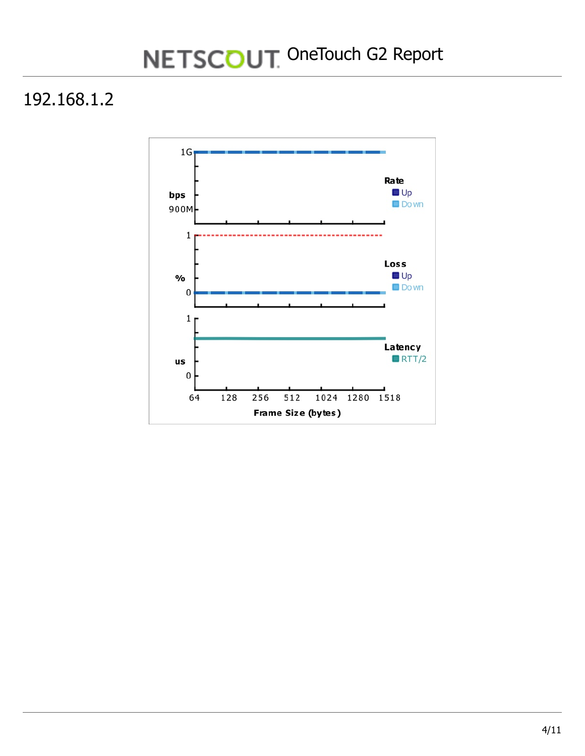# 192.168.1.2

1G

bps

900M

Rate
Up
Down

1

%

0

Loss
Up
Down

1

us

0

Latency
RTT/2

64 128 256 512 1024 1280 1518

Frame Size (bytes)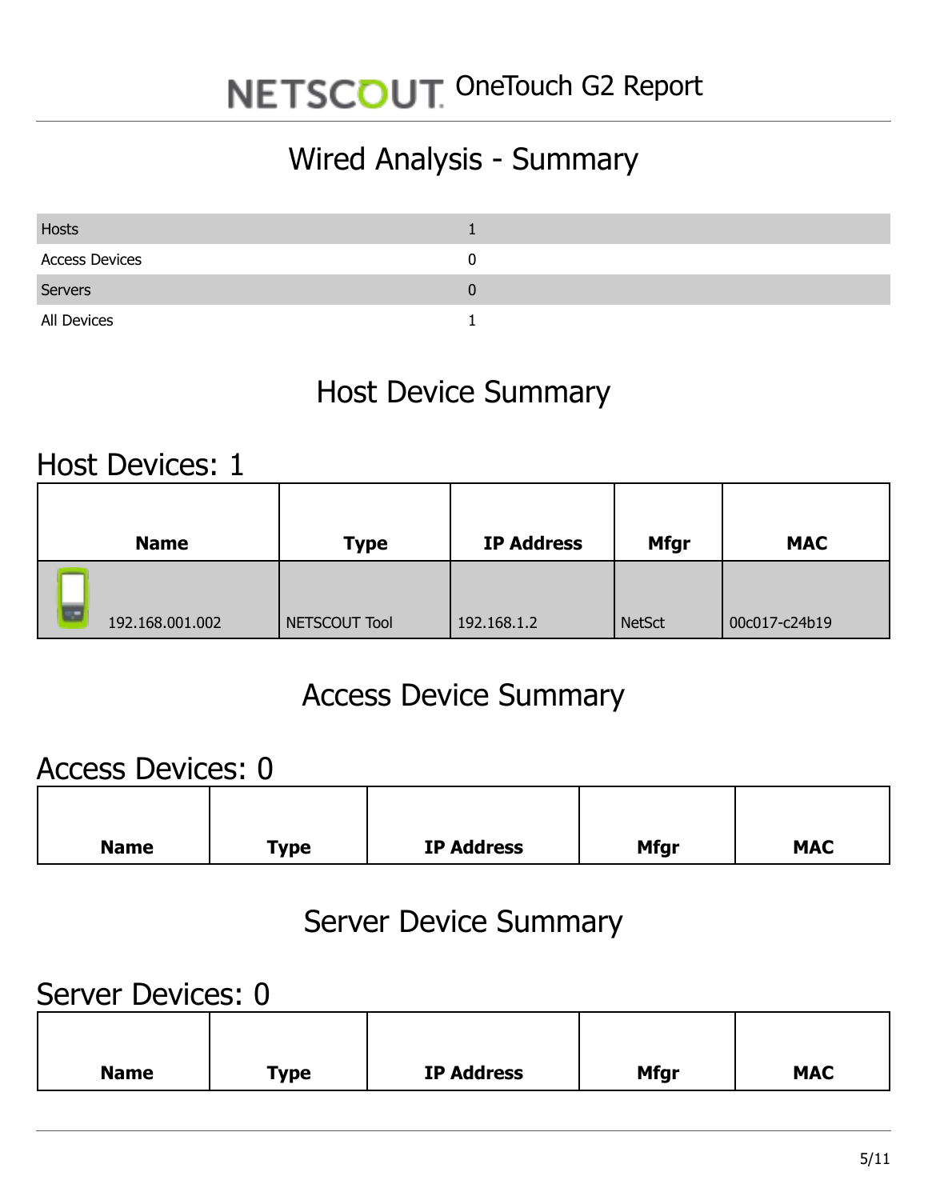# NETSCOUT OneTouch G2 Report

## Wired Analysis - Summary

| | |
|---|---|
| Hosts | 1 |
| Access Devices | 0 |
| Servers | 0 |
| All Devices | 1 |

## Host Device Summary

### Host Devices: 1

| Name | Type | IP Address | Mfgr | MAC |
|---|---|---|---|---|
| 192.168.001.002 | NETSCOUT Tool | 192.168.1.2 | NetSct | 00c017-c24b19 |

## Access Device Summary

### Access Devices: 0

| Name | Type | IP Address | Mfgr | MAC |
|---|---|---|---|---|

## Server Device Summary

### Server Devices: 0

| Name | Type | IP Address | Mfgr | MAC |
|---|---|---|---|---|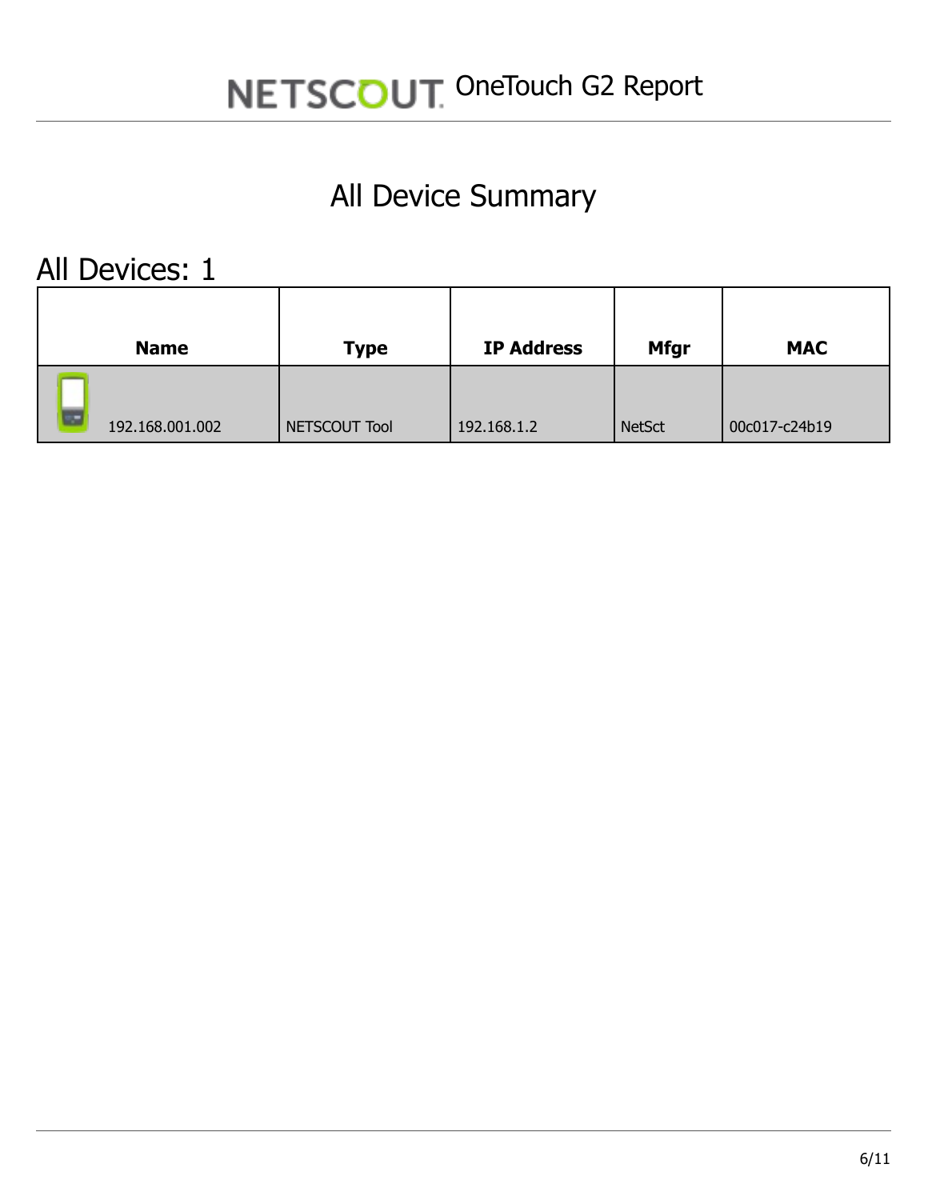# All Device Summary

## All Devices: 1

| Name | Type | IP Address | Mfgr | MAC |
|---|---|---|---|---|
| 192.168.001.002 | NETSCOUT Tool | 192.168.1.2 | NetSct | 00c017-c24b19 |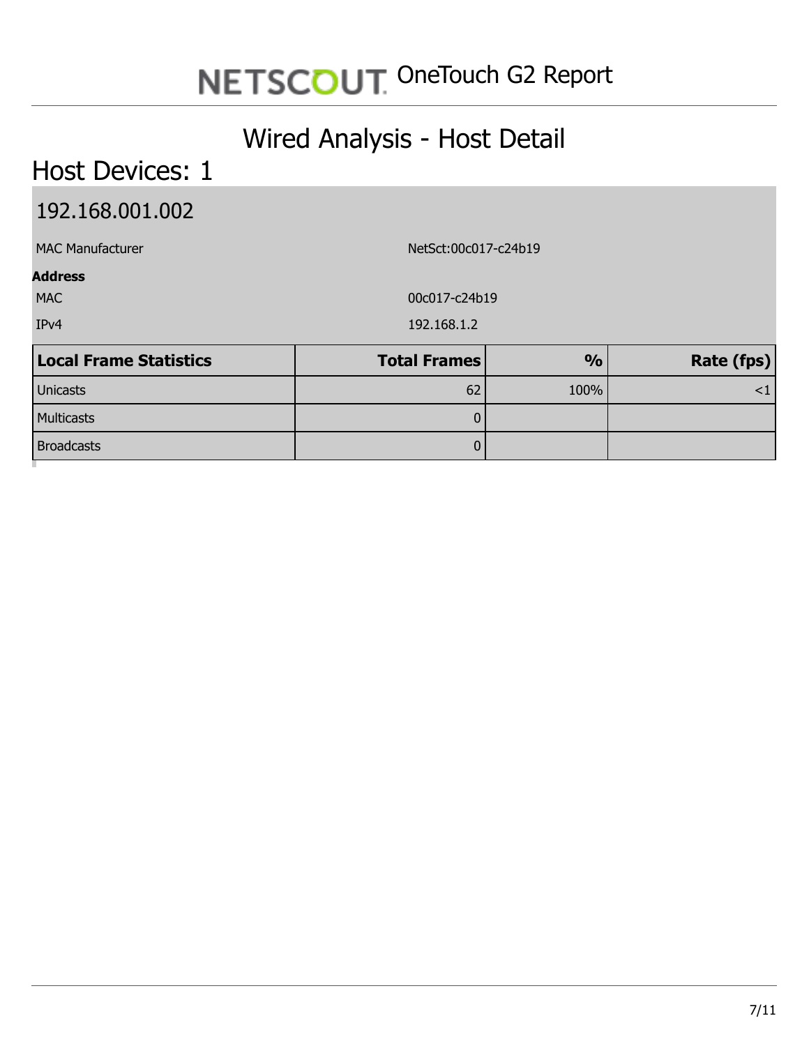# NETSCOUT OneTouch G2 Report

## Wired Analysis - Host Detail

## Host Devices: 1

### 192.168.001.002

| | |
|---|---|
| MAC Manufacturer | NetSct:00c017-c24b19 |

**Address**

| | |
|---|---|
| MAC | 00c017-c24b19 |
| IPv4 | 192.168.1.2 |

| Local Frame Statistics | Total Frames | % | Rate (fps) |
|---|---|---|---|
| Unicasts | 62 | 100% | <1 |
| Multicasts | 0 | | |
| Broadcasts | 0 | | |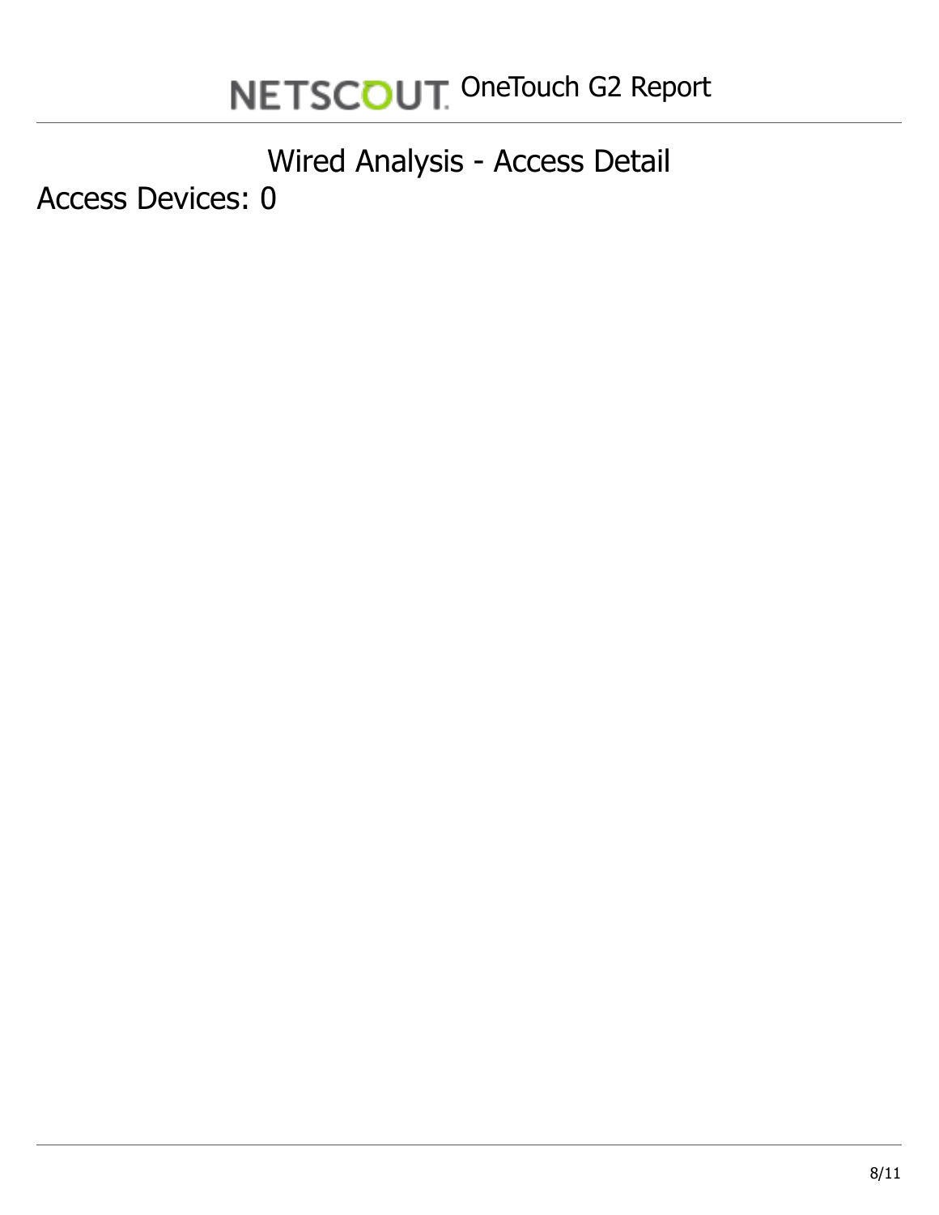## Wired Analysis - Access Detail

Access Devices: 0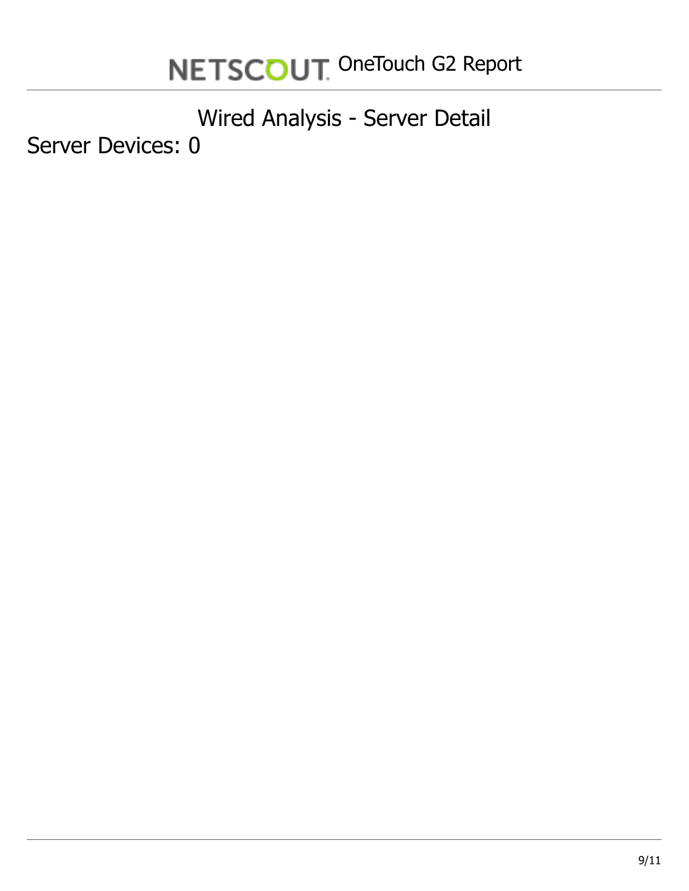# Wired Analysis - Server Detail

Server Devices: 0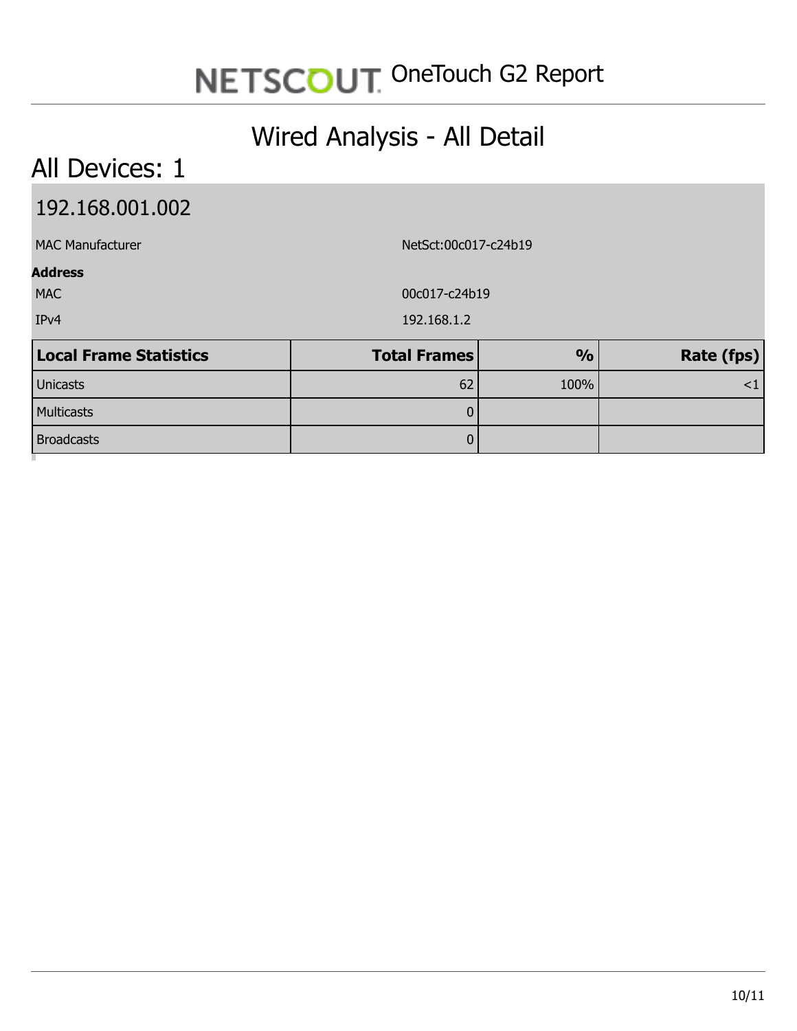# Wired Analysis - All Detail

## All Devices: 1

### 192.168.001.002

| | |
|---|---|
| MAC Manufacturer | NetSct:00c017-c24b19 |
| **Address** | |
| MAC | 00c017-c24b19 |
| IPv4 | 192.168.1.2 |

| Local Frame Statistics | Total Frames | % | Rate (fps) |
|---|---|---|---|
| Unicasts | 62 | 100% | <1 |
| Multicasts | 0 | | |
| Broadcasts | 0 | | |